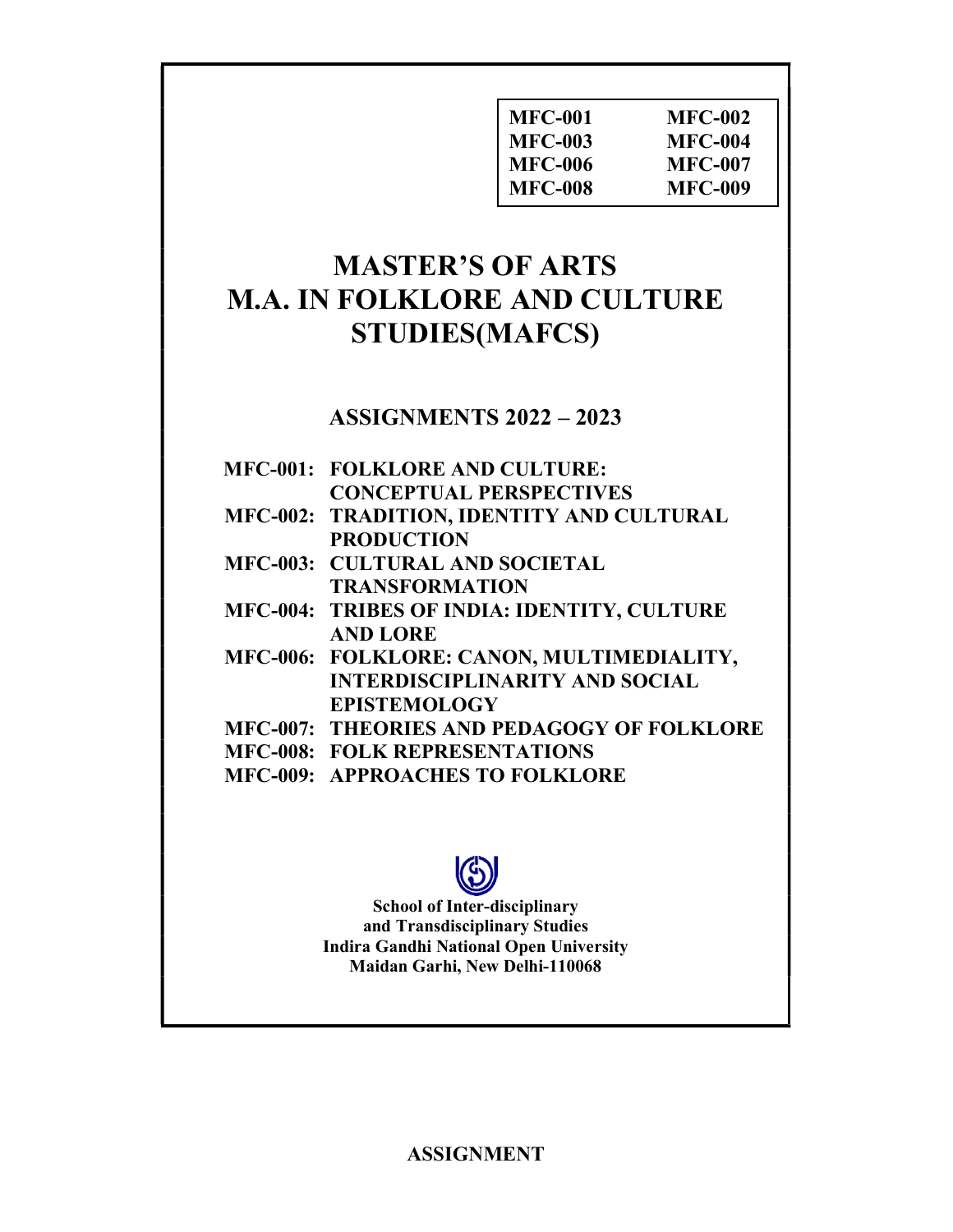| MFC-001 | MFC-002 |
| --- | --- |
| MFC-003 | MFC-004 |
| MFC-006 | MFC-007 |
| MFC-008 | MFC-009 |

# MASTER'S OF ARTS
# M.A. IN FOLKLORE AND CULTURE STUDIES(MAFCS)

## ASSIGNMENTS 2022 – 2023

**MFC-001: FOLKLORE AND CULTURE: CONCEPTUAL PERSPECTIVES**

**MFC-002: TRADITION, IDENTITY AND CULTURAL PRODUCTION**

**MFC-003: CULTURAL AND SOCIETAL TRANSFORMATION**

**MFC-004: TRIBES OF INDIA: IDENTITY, CULTURE AND LORE**

**MFC-006: FOLKLORE: CANON, MULTIMEDIALITY, INTERDISCIPLINARITY AND SOCIAL EPISTEMOLOGY**

**MFC-007: THEORIES AND PEDAGOGY OF FOLKLORE**

**MFC-008: FOLK REPRESENTATIONS**

**MFC-009: APPROACHES TO FOLKLORE**

**School of Inter-disciplinary and Transdisciplinary Studies**
**Indira Gandhi National Open University**
**Maidan Garhi, New Delhi-110068**

**ASSIGNMENT**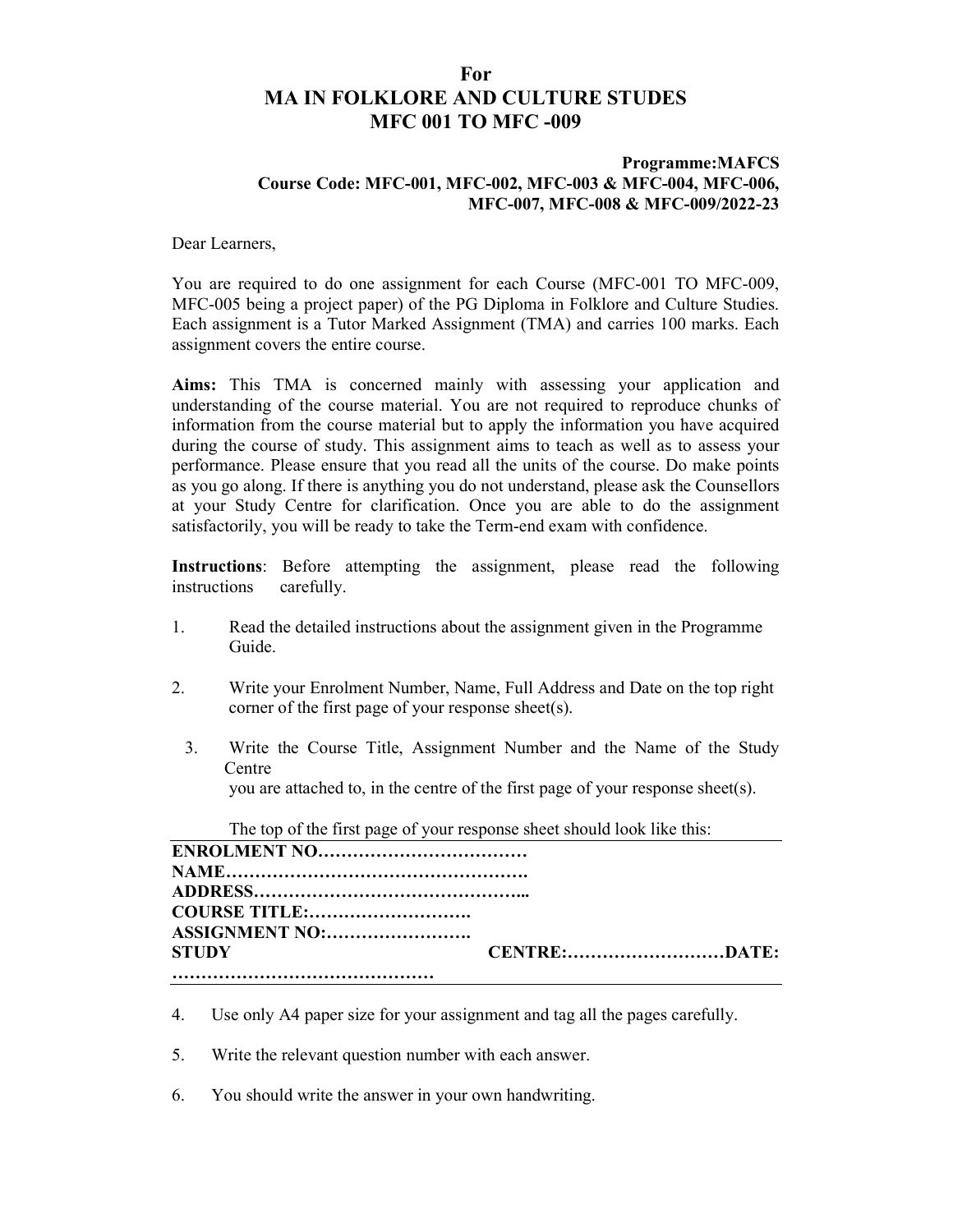**For**

**MA IN FOLKLORE AND CULTURE STUDES**

**MFC 001 TO MFC -009**

**Programme:MAFCS**

**Course Code: MFC-001, MFC-002, MFC-003 & MFC-004, MFC-006, MFC-007, MFC-008 & MFC-009/2022-23**

Dear Learners,

You are required to do one assignment for each Course (MFC-001 TO MFC-009, MFC-005 being a project paper) of the PG Diploma in Folklore and Culture Studies. Each assignment is a Tutor Marked Assignment (TMA) and carries 100 marks. Each assignment covers the entire course.

**Aims:** This TMA is concerned mainly with assessing your application and understanding of the course material. You are not required to reproduce chunks of information from the course material but to apply the information you have acquired during the course of study. This assignment aims to teach as well as to assess your performance. Please ensure that you read all the units of the course. Do make points as you go along. If there is anything you do not understand, please ask the Counsellors at your Study Centre for clarification. Once you are able to do the assignment satisfactorily, you will be ready to take the Term-end exam with confidence.

**Instructions**: Before attempting the assignment, please read the following instructions carefully.

1. Read the detailed instructions about the assignment given in the Programme Guide.

2. Write your Enrolment Number, Name, Full Address and Date on the top right corner of the first page of your response sheet(s).

3. Write the Course Title, Assignment Number and the Name of the Study Centre you are attached to, in the centre of the first page of your response sheet(s).

   The top of the first page of your response sheet should look like this:

---

**ENROLMENT NO………………………………**
**NAME…………………………………………….**
**ADDRESS………………………………………..**
**COURSE TITLE:……………………….**
**ASSIGNMENT NO:…………………….**
**STUDY CENTRE:………………………DATE: ………………………………………**

---

4. Use only A4 paper size for your assignment and tag all the pages carefully.

5. Write the relevant question number with each answer.

6. You should write the answer in your own handwriting.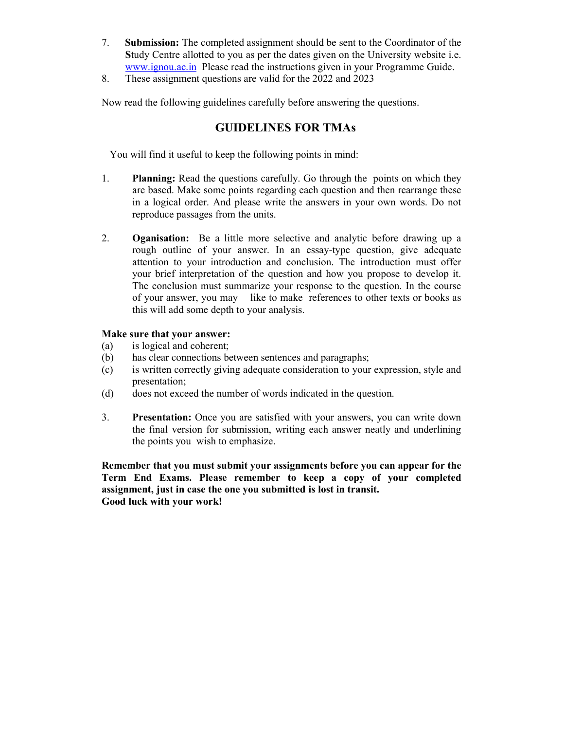7. **Submission:** The completed assignment should be sent to the Coordinator of the **S**tudy Centre allotted to you as per the dates given on the University website i.e. www.ignou.ac.in Please read the instructions given in your Programme Guide.
8. These assignment questions are valid for the 2022 and 2023

Now read the following guidelines carefully before answering the questions.

## GUIDELINES FOR TMAs

You will find it useful to keep the following points in mind:

1. **Planning:** Read the questions carefully. Go through the points on which they are based. Make some points regarding each question and then rearrange these in a logical order. And please write the answers in your own words. Do not reproduce passages from the units.

2. **Oganisation:** Be a little more selective and analytic before drawing up a rough outline of your answer. In an essay-type question, give adequate attention to your introduction and conclusion. The introduction must offer your brief interpretation of the question and how you propose to develop it. The conclusion must summarize your response to the question. In the course of your answer, you may like to make references to other texts or books as this will add some depth to your analysis.

**Make sure that your answer:**

(a) is logical and coherent;
(b) has clear connections between sentences and paragraphs;
(c) is written correctly giving adequate consideration to your expression, style and presentation;
(d) does not exceed the number of words indicated in the question.

3. **Presentation:** Once you are satisfied with your answers, you can write down the final version for submission, writing each answer neatly and underlining the points you wish to emphasize.

**Remember that you must submit your assignments before you can appear for the Term End Exams. Please remember to keep a copy of your completed assignment, just in case the one you submitted is lost in transit.**
**Good luck with your work!**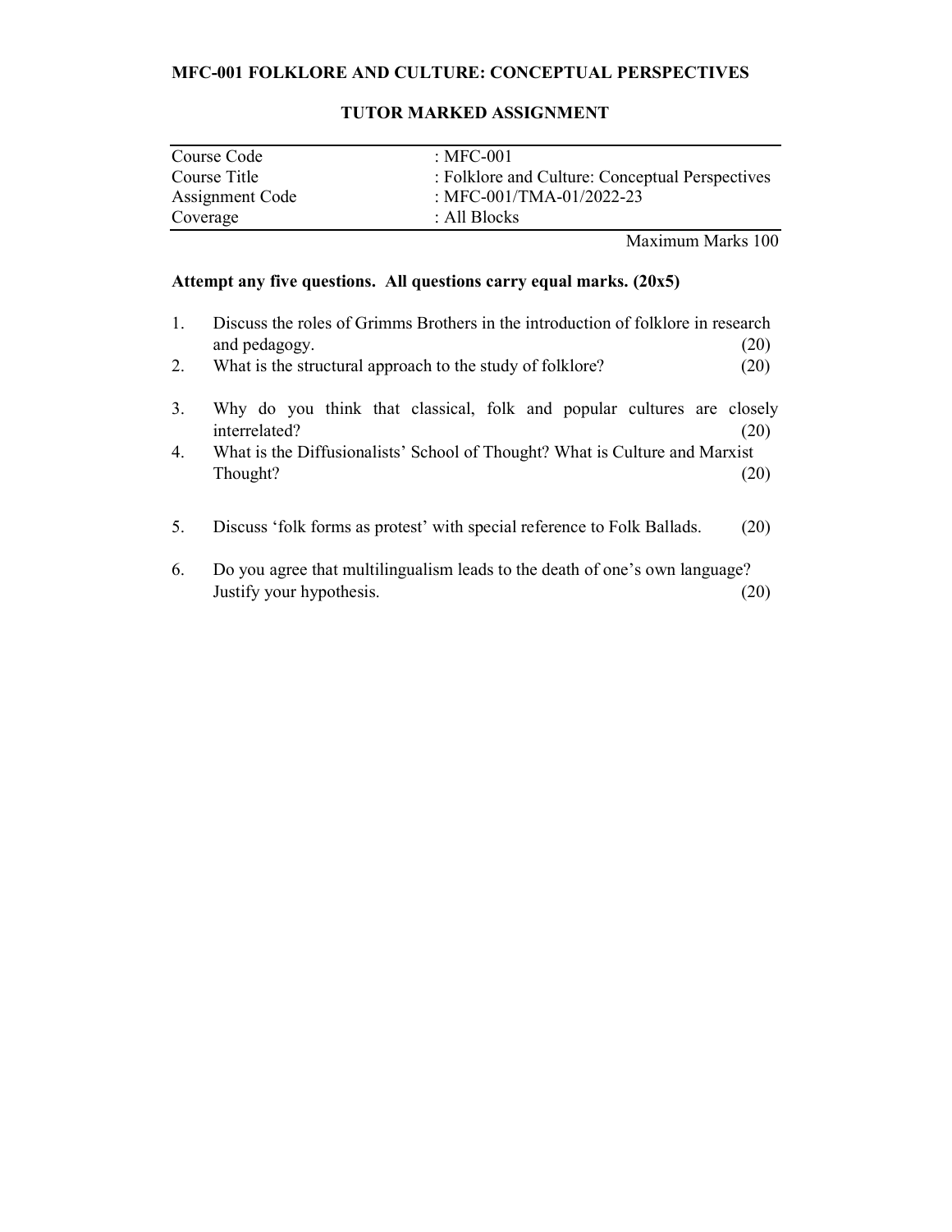# MFC-001 FOLKLORE AND CULTURE: CONCEPTUAL PERSPECTIVES

## TUTOR MARKED ASSIGNMENT

| | |
|---|---|
| Course Code | : MFC-001 |
| Course Title | : Folklore and Culture: Conceptual Perspectives |
| Assignment Code | : MFC-001/TMA-01/2022-23 |
| Coverage | : All Blocks |

Maximum Marks 100

**Attempt any five questions. All questions carry equal marks. (20x5)**

1. Discuss the roles of Grimms Brothers in the introduction of folklore in research and pedagogy. (20)
2. What is the structural approach to the study of folklore? (20)
3. Why do you think that classical, folk and popular cultures are closely interrelated? (20)
4. What is the Diffusionalists' School of Thought? What is Culture and Marxist Thought? (20)
5. Discuss 'folk forms as protest' with special reference to Folk Ballads. (20)
6. Do you agree that multilingualism leads to the death of one's own language? Justify your hypothesis. (20)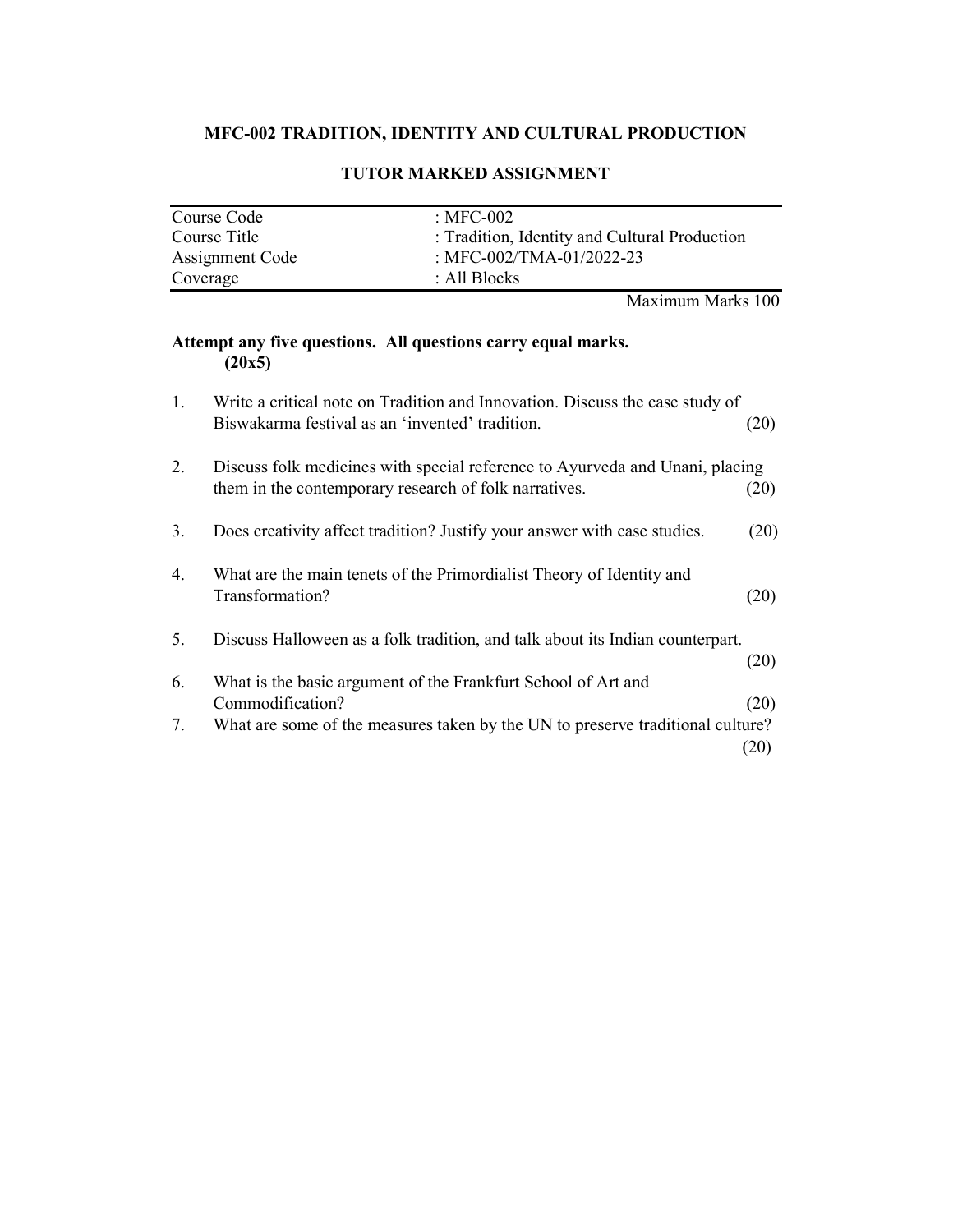# MFC-002 TRADITION, IDENTITY AND CULTURAL PRODUCTION

## TUTOR MARKED ASSIGNMENT

| | |
|---|---|
| Course Code | : MFC-002 |
| Course Title | : Tradition, Identity and Cultural Production |
| Assignment Code | : MFC-002/TMA-01/2022-23 |
| Coverage | : All Blocks |

Maximum Marks 100

**Attempt any five questions. All questions carry equal marks. (20x5)**

1. Write a critical note on Tradition and Innovation. Discuss the case study of Biswakarma festival as an 'invented' tradition. (20)

2. Discuss folk medicines with special reference to Ayurveda and Unani, placing them in the contemporary research of folk narratives. (20)

3. Does creativity affect tradition? Justify your answer with case studies. (20)

4. What are the main tenets of the Primordialist Theory of Identity and Transformation? (20)

5. Discuss Halloween as a folk tradition, and talk about its Indian counterpart. (20)

6. What is the basic argument of the Frankfurt School of Art and Commodification? (20)

7. What are some of the measures taken by the UN to preserve traditional culture? (20)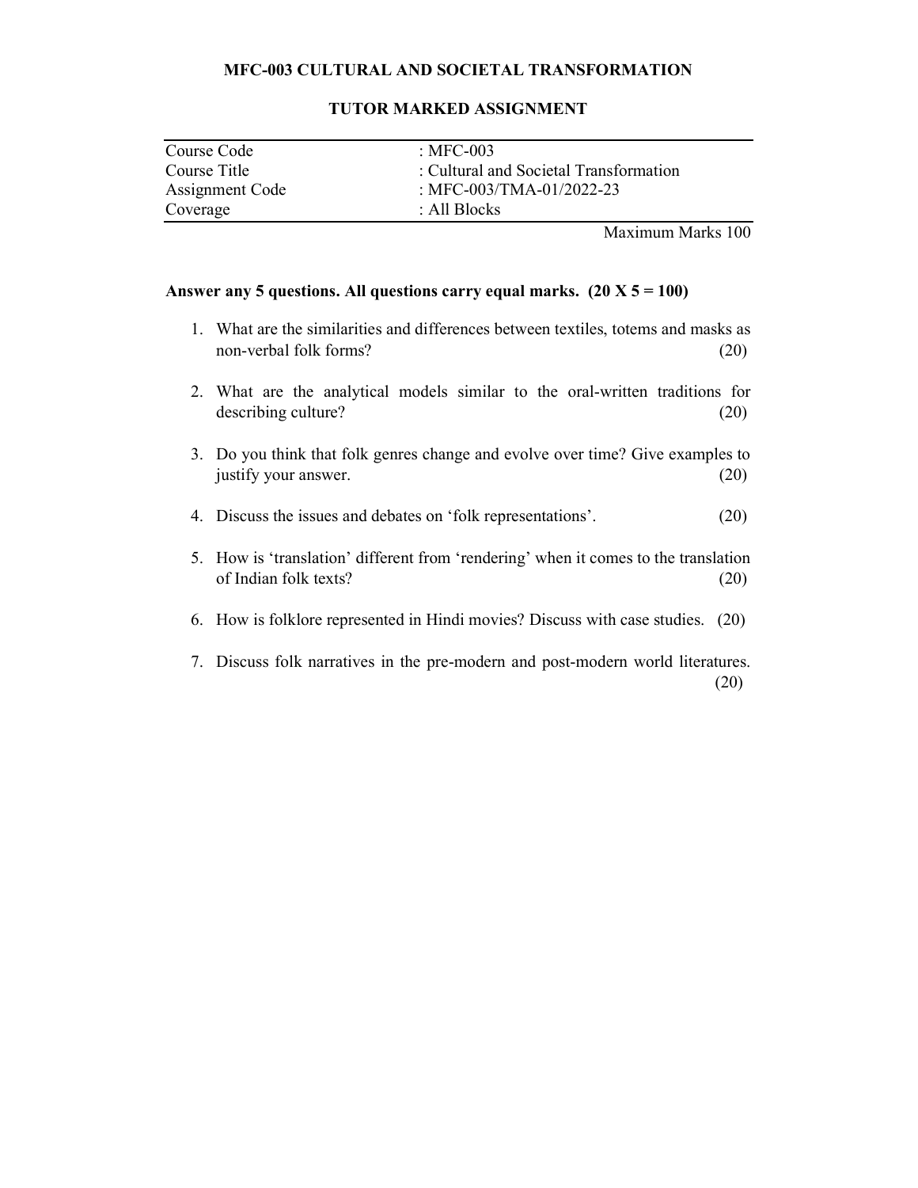# MFC-003 CULTURAL AND SOCIETAL TRANSFORMATION

## TUTOR MARKED ASSIGNMENT

| Course Code | : MFC-003 |
|---|---|
| Course Title | : Cultural and Societal Transformation |
| Assignment Code | : MFC-003/TMA-01/2022-23 |
| Coverage | : All Blocks |

Maximum Marks 100

**Answer any 5 questions. All questions carry equal marks. (20 X 5 = 100)**

1. What are the similarities and differences between textiles, totems and masks as non-verbal folk forms? (20)

2. What are the analytical models similar to the oral-written traditions for describing culture? (20)

3. Do you think that folk genres change and evolve over time? Give examples to justify your answer. (20)

4. Discuss the issues and debates on 'folk representations'. (20)

5. How is 'translation' different from 'rendering' when it comes to the translation of Indian folk texts? (20)

6. How is folklore represented in Hindi movies? Discuss with case studies. (20)

7. Discuss folk narratives in the pre-modern and post-modern world literatures. (20)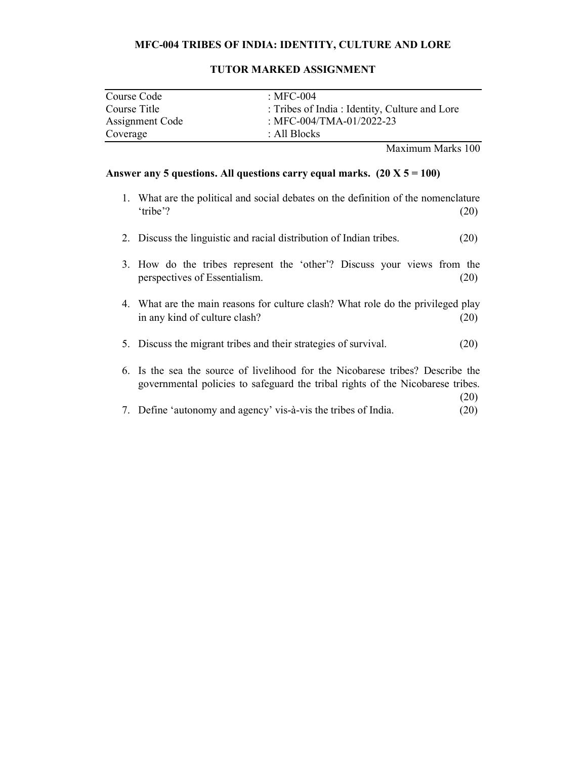# MFC-004 TRIBES OF INDIA: IDENTITY, CULTURE AND LORE

## TUTOR MARKED ASSIGNMENT

| | |
|---|---|
| Course Code | : MFC-004 |
| Course Title | : Tribes of India : Identity, Culture and Lore |
| Assignment Code | : MFC-004/TMA-01/2022-23 |
| Coverage | : All Blocks |

Maximum Marks 100

**Answer any 5 questions. All questions carry equal marks. (20 X 5 = 100)**

1. What are the political and social debates on the definition of the nomenclature 'tribe'? (20)
2. Discuss the linguistic and racial distribution of Indian tribes. (20)
3. How do the tribes represent the 'other'? Discuss your views from the perspectives of Essentialism. (20)
4. What are the main reasons for culture clash? What role do the privileged play in any kind of culture clash? (20)
5. Discuss the migrant tribes and their strategies of survival. (20)
6. Is the sea the source of livelihood for the Nicobarese tribes? Describe the governmental policies to safeguard the tribal rights of the Nicobarese tribes. (20)
7. Define 'autonomy and agency' vis-à-vis the tribes of India. (20)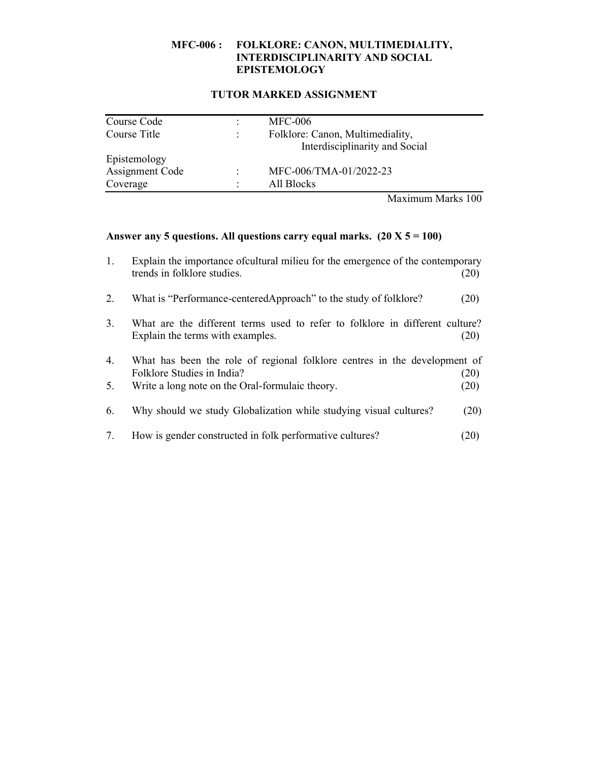## MFC-006 : FOLKLORE: CANON, MULTIMEDIALITY, INTERDISCIPLINARITY AND SOCIAL EPISTEMOLOGY

### TUTOR MARKED ASSIGNMENT

| | | |
|---|---|---|
| Course Code | : | MFC-006 |
| Course Title | : | Folklore: Canon, Multimediality, Interdisciplinarity and Social |
| Epistemology | | |
| Assignment Code | : | MFC-006/TMA-01/2022-23 |
| Coverage | : | All Blocks |

Maximum Marks 100

**Answer any 5 questions. All questions carry equal marks. (20 X 5 = 100)**

1. Explain the importance ofcultural milieu for the emergence of the contemporary trends in folklore studies. (20)

2. What is "Performance-centeredApproach" to the study of folklore? (20)

3. What are the different terms used to refer to folklore in different culture? Explain the terms with examples. (20)

4. What has been the role of regional folklore centres in the development of Folklore Studies in India? (20)

5. Write a long note on the Oral-formulaic theory. (20)

6. Why should we study Globalization while studying visual cultures? (20)

7. How is gender constructed in folk performative cultures? (20)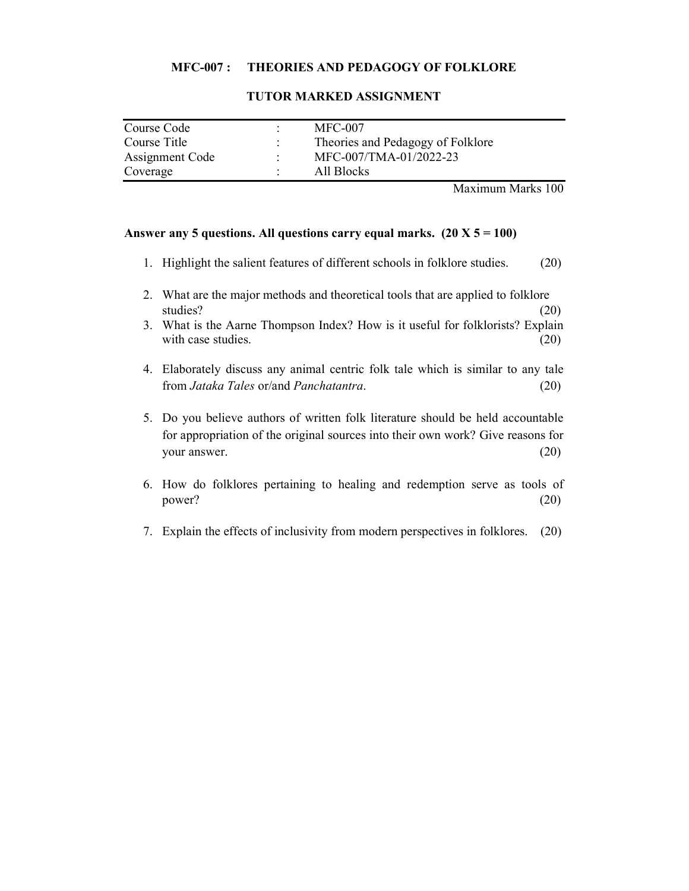## MFC-007 : THEORIES AND PEDAGOGY OF FOLKLORE

### TUTOR MARKED ASSIGNMENT

| | | |
|---|---|---|
| Course Code | : | MFC-007 |
| Course Title | : | Theories and Pedagogy of Folklore |
| Assignment Code | : | MFC-007/TMA-01/2022-23 |
| Coverage | : | All Blocks |

Maximum Marks 100

**Answer any 5 questions. All questions carry equal marks. (20 X 5 = 100)**

1. Highlight the salient features of different schools in folklore studies. (20)
2. What are the major methods and theoretical tools that are applied to folklore studies? (20)
3. What is the Aarne Thompson Index? How is it useful for folklorists? Explain with case studies. (20)
4. Elaborately discuss any animal centric folk tale which is similar to any tale from *Jataka Tales* or/and *Panchatantra*. (20)
5. Do you believe authors of written folk literature should be held accountable for appropriation of the original sources into their own work? Give reasons for your answer. (20)
6. How do folklores pertaining to healing and redemption serve as tools of power? (20)
7. Explain the effects of inclusivity from modern perspectives in folklores. (20)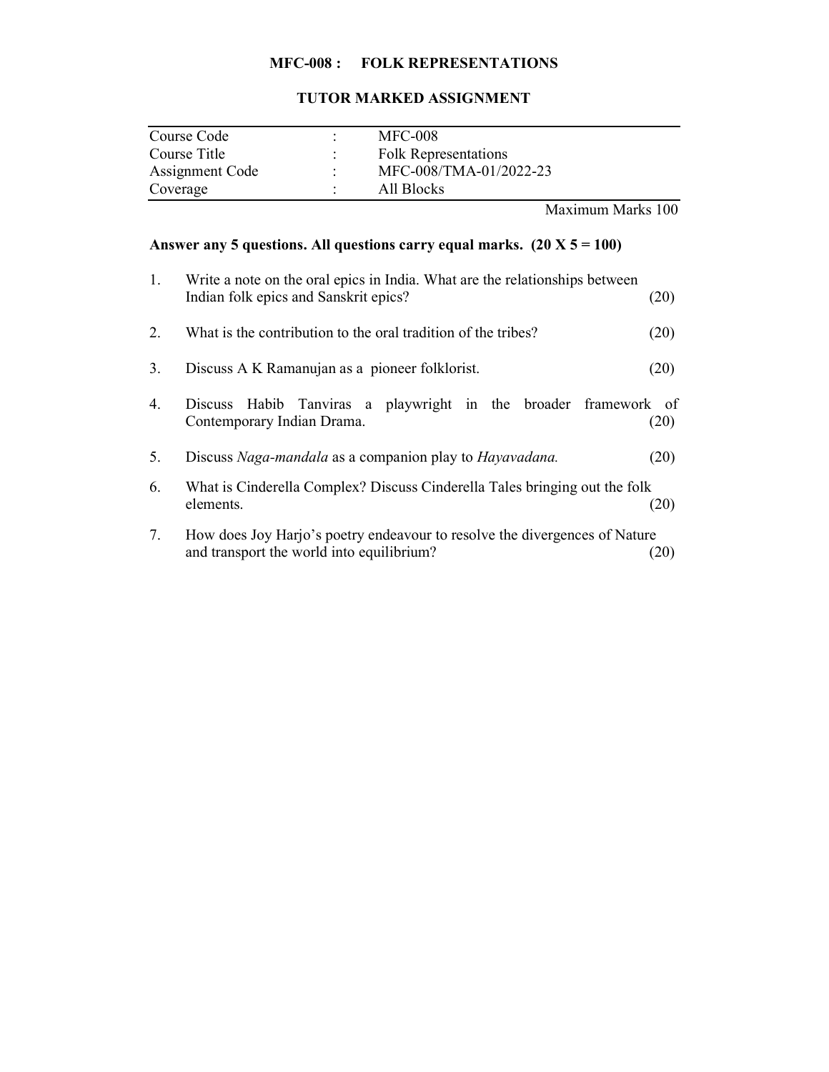**MFC-008 : FOLK REPRESENTATIONS**

**TUTOR MARKED ASSIGNMENT**

| Course Code | : | MFC-008 |
|---|---|---|
| Course Title | : | Folk Representations |
| Assignment Code | : | MFC-008/TMA-01/2022-23 |
| Coverage | : | All Blocks |

Maximum Marks 100

**Answer any 5 questions. All questions carry equal marks. (20 X 5 = 100)**

1. Write a note on the oral epics in India. What are the relationships between Indian folk epics and Sanskrit epics? (20)

2. What is the contribution to the oral tradition of the tribes? (20)

3. Discuss A K Ramanujan as a pioneer folklorist. (20)

4. Discuss Habib Tanviras a playwright in the broader framework of Contemporary Indian Drama. (20)

5. Discuss *Naga-mandala* as a companion play to *Hayavadana.* (20)

6. What is Cinderella Complex? Discuss Cinderella Tales bringing out the folk elements. (20)

7. How does Joy Harjo's poetry endeavour to resolve the divergences of Nature and transport the world into equilibrium? (20)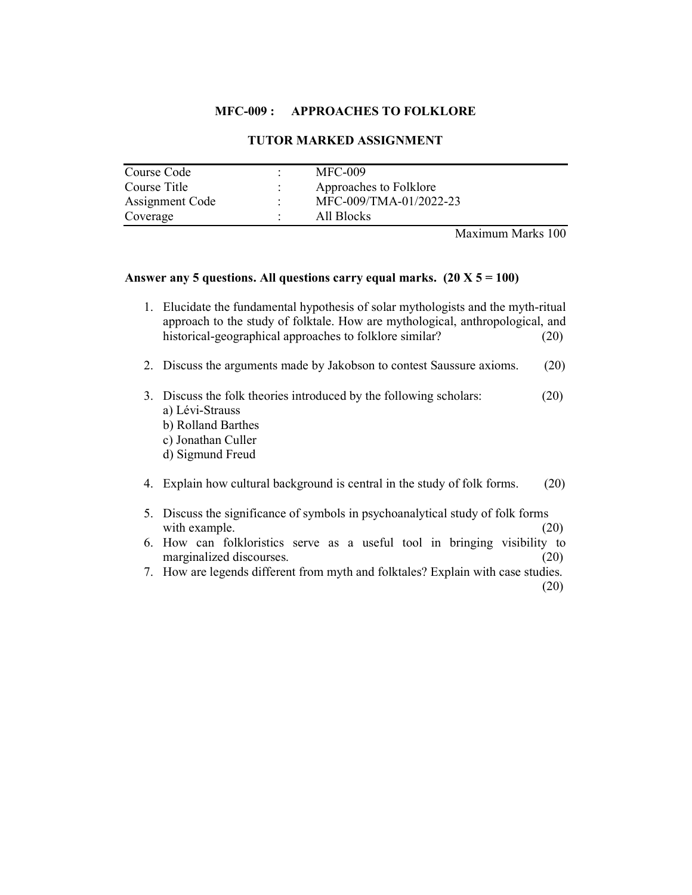# MFC-009 : APPROACHES TO FOLKLORE

## TUTOR MARKED ASSIGNMENT

| | | |
|---|---|---|
| Course Code | : | MFC-009 |
| Course Title | : | Approaches to Folklore |
| Assignment Code | : | MFC-009/TMA-01/2022-23 |
| Coverage | : | All Blocks |

Maximum Marks 100

**Answer any 5 questions. All questions carry equal marks. (20 X 5 = 100)**

1. Elucidate the fundamental hypothesis of solar mythologists and the myth-ritual approach to the study of folktale. How are mythological, anthropological, and historical-geographical approaches to folklore similar? (20)

2. Discuss the arguments made by Jakobson to contest Saussure axioms. (20)

3. Discuss the folk theories introduced by the following scholars: (20)
   a) Lévi-Strauss
   b) Rolland Barthes
   c) Jonathan Culler
   d) Sigmund Freud

4. Explain how cultural background is central in the study of folk forms. (20)

5. Discuss the significance of symbols in psychoanalytical study of folk forms with example. (20)
6. How can folkloristics serve as a useful tool in bringing visibility to marginalized discourses. (20)
7. How are legends different from myth and folktales? Explain with case studies. (20)